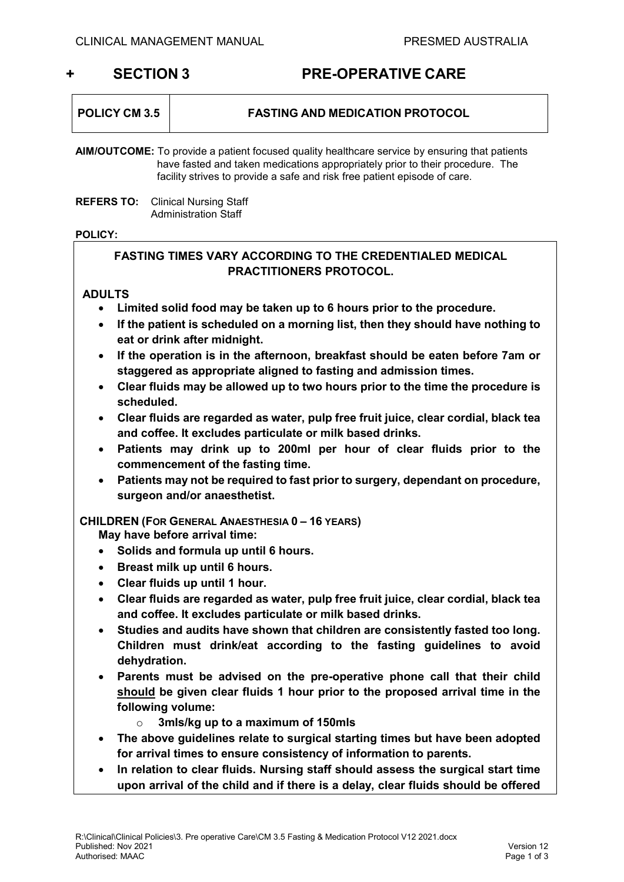# + SECTION 3 PRE-OPERATIVE CARE

| POLICY CM 3.5 | FASTING AND MEDICATION PROTOCOL |
|---|---|

**AIM/OUTCOME:** To provide a patient focused quality healthcare service by ensuring that patients have fasted and taken medications appropriately prior to their procedure. The facility strives to provide a safe and risk free patient episode of care.

**REFERS TO:** Clinical Nursing Staff
Administration Staff

**POLICY:**

**FASTING TIMES VARY ACCORDING TO THE CREDENTIALED MEDICAL PRACTITIONERS PROTOCOL.**

**ADULTS**

- **Limited solid food may be taken up to 6 hours prior to the procedure.**
- **If the patient is scheduled on a morning list, then they should have nothing to eat or drink after midnight.**
- **If the operation is in the afternoon, breakfast should be eaten before 7am or staggered as appropriate aligned to fasting and admission times.**
- **Clear fluids may be allowed up to two hours prior to the time the procedure is scheduled.**
- **Clear fluids are regarded as water, pulp free fruit juice, clear cordial, black tea and coffee. It excludes particulate or milk based drinks.**
- **Patients may drink up to 200ml per hour of clear fluids prior to the commencement of the fasting time.**
- **Patients may not be required to fast prior to surgery, dependant on procedure, surgeon and/or anaesthetist.**

**CHILDREN (FOR GENERAL ANAESTHESIA 0 – 16 YEARS)**

**May have before arrival time:**

- **Solids and formula up until 6 hours.**
- **Breast milk up until 6 hours.**
- **Clear fluids up until 1 hour.**
- **Clear fluids are regarded as water, pulp free fruit juice, clear cordial, black tea and coffee. It excludes particulate or milk based drinks.**
- **Studies and audits have shown that children are consistently fasted too long. Children must drink/eat according to the fasting guidelines to avoid dehydration.**
- **Parents must be advised on the pre-operative phone call that their child <u>should</u> be given clear fluids 1 hour prior to the proposed arrival time in the following volume:**
    - **3mls/kg up to a maximum of 150mls**
- **The above guidelines relate to surgical starting times but have been adopted for arrival times to ensure consistency of information to parents.**
- **In relation to clear fluids. Nursing staff should assess the surgical start time upon arrival of the child and if there is a delay, clear fluids should be offered**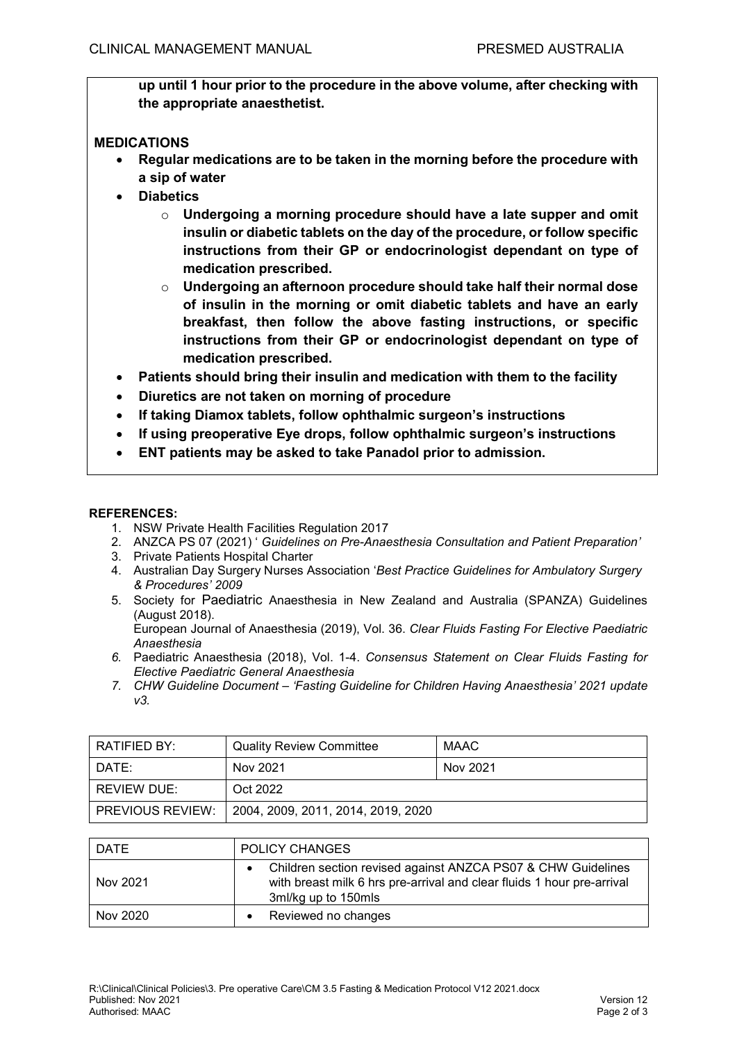**up until 1 hour prior to the procedure in the above volume, after checking with the appropriate anaesthetist.**

**MEDICATIONS**

- **Regular medications are to be taken in the morning before the procedure with a sip of water**
- **Diabetics**
  - **Undergoing a morning procedure should have a late supper and omit insulin or diabetic tablets on the day of the procedure, or follow specific instructions from their GP or endocrinologist dependant on type of medication prescribed.**
  - **Undergoing an afternoon procedure should take half their normal dose of insulin in the morning or omit diabetic tablets and have an early breakfast, then follow the above fasting instructions, or specific instructions from their GP or endocrinologist dependant on type of medication prescribed.**
- **Patients should bring their insulin and medication with them to the facility**
- **Diuretics are not taken on morning of procedure**
- **If taking Diamox tablets, follow ophthalmic surgeon's instructions**
- **If using preoperative Eye drops, follow ophthalmic surgeon's instructions**
- **ENT patients may be asked to take Panadol prior to admission.**

**REFERENCES:**

1. NSW Private Health Facilities Regulation 2017
2. ANZCA PS 07 (2021) ' *Guidelines on Pre-Anaesthesia Consultation and Patient Preparation'*
3. Private Patients Hospital Charter
4. Australian Day Surgery Nurses Association '*Best Practice Guidelines for Ambulatory Surgery & Procedures' 2009*
5. Society for Paediatric Anaesthesia in New Zealand and Australia (SPANZA) Guidelines (August 2018).
   European Journal of Anaesthesia (2019), Vol. 36. *Clear Fluids Fasting For Elective Paediatric Anaesthesia*
6. Paediatric Anaesthesia (2018), Vol. 1-4. *Consensus Statement on Clear Fluids Fasting for Elective Paediatric General Anaesthesia*
7. *CHW Guideline Document – 'Fasting Guideline for Children Having Anaesthesia' 2021 update v3.*

| RATIFIED BY: | Quality Review Committee | MAAC |
|---|---|---|
| DATE: | Nov 2021 | Nov 2021 |
| REVIEW DUE: | Oct 2022 | |
| PREVIOUS REVIEW: | 2004, 2009, 2011, 2014, 2019, 2020 | |

| DATE | POLICY CHANGES |
|---|---|
| Nov 2021 | • Children section revised against ANZCA PS07 & CHW Guidelines with breast milk 6 hrs pre-arrival and clear fluids 1 hour pre-arrival 3ml/kg up to 150mls |
| Nov 2020 | • Reviewed no changes |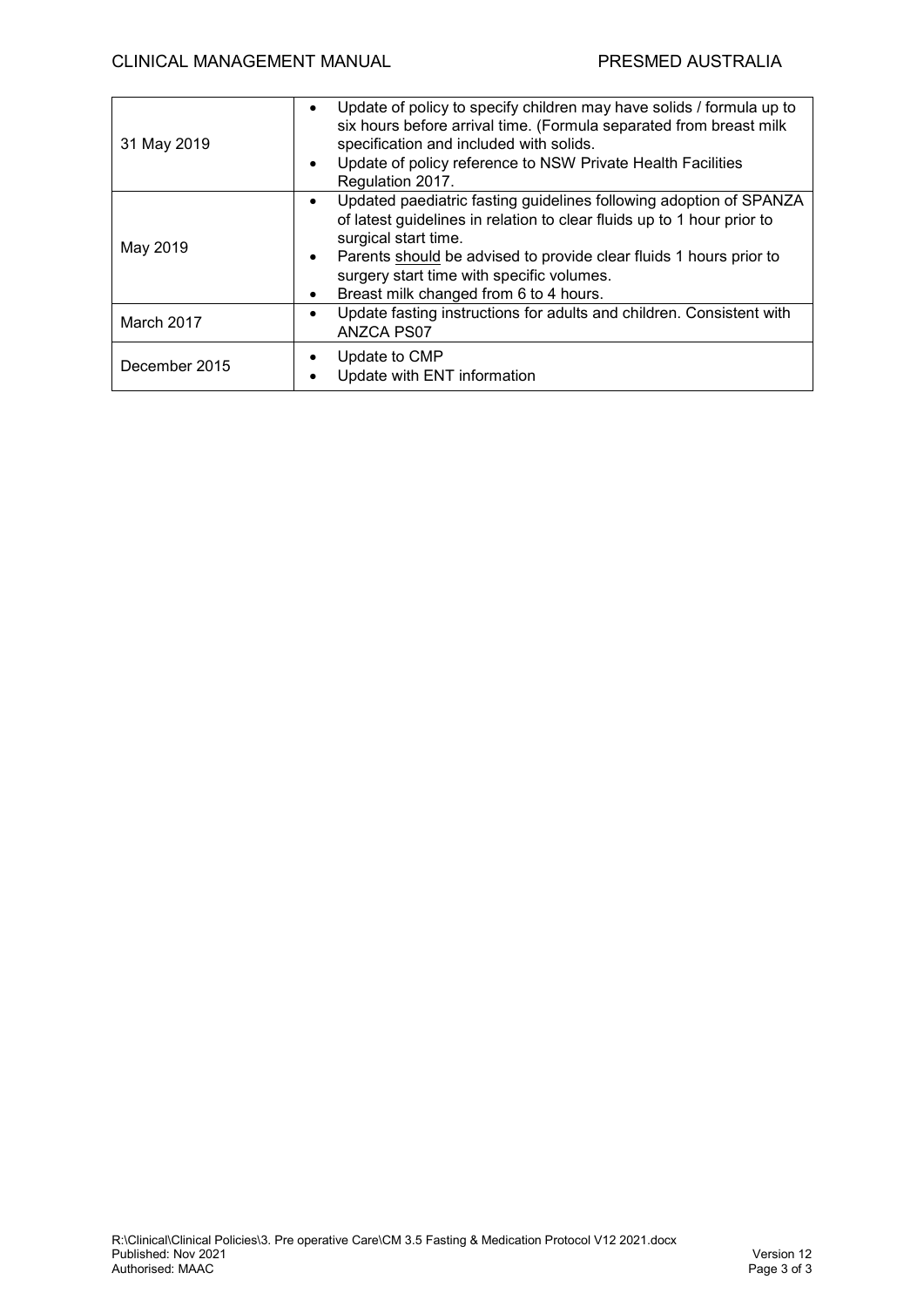| | |
|---|---|
| 31 May 2019 | • Update of policy to specify children may have solids / formula up to six hours before arrival time. (Formula separated from breast milk specification and included with solids.<br>• Update of policy reference to NSW Private Health Facilities Regulation 2017. |
| May 2019 | • Updated paediatric fasting guidelines following adoption of SPANZA of latest guidelines in relation to clear fluids up to 1 hour prior to surgical start time.<br>• Parents should be advised to provide clear fluids 1 hours prior to surgery start time with specific volumes.<br>• Breast milk changed from 6 to 4 hours. |
| March 2017 | • Update fasting instructions for adults and children. Consistent with ANZCA PS07 |
| December 2015 | • Update to CMP<br>• Update with ENT information |